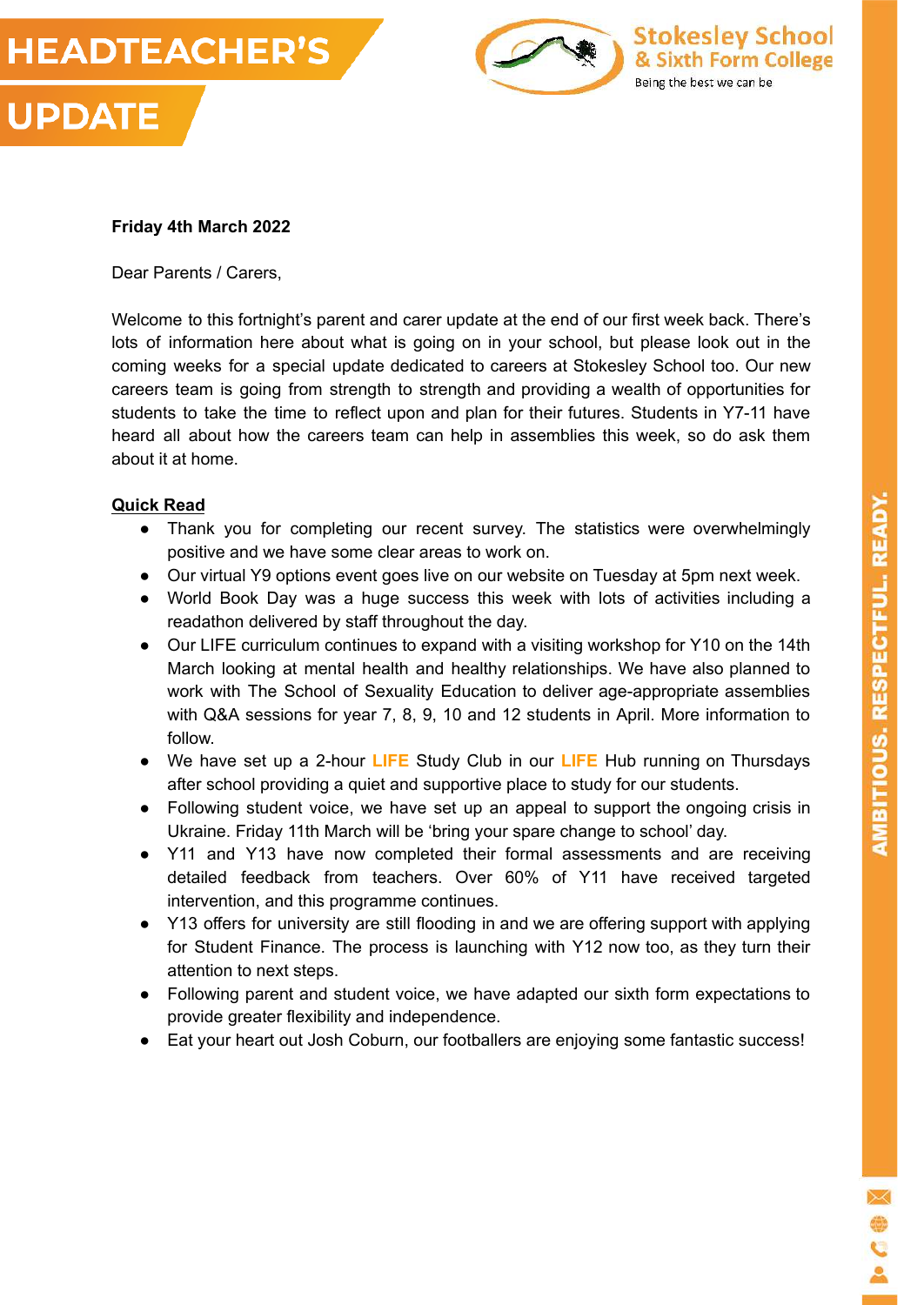# HEADTEACHER'S UPDATE

Stokesley School & Sixth Form College

Being the best we can be

**Friday 4th March 2022**

Dear Parents / Carers,

Welcome to this fortnight's parent and carer update at the end of our first week back. There's lots of information here about what is going on in your school, but please look out in the coming weeks for a special update dedicated to careers at Stokesley School too. Our new careers team is going from strength to strength and providing a wealth of opportunities for students to take the time to reflect upon and plan for their futures. Students in Y7-11 have heard all about how the careers team can help in assemblies this week, so do ask them about it at home.

**Quick Read**

- Thank you for completing our recent survey. The statistics were overwhelmingly positive and we have some clear areas to work on.
- Our virtual Y9 options event goes live on our website on Tuesday at 5pm next week.
- World Book Day was a huge success this week with lots of activities including a readathon delivered by staff throughout the day.
- Our LIFE curriculum continues to expand with a visiting workshop for Y10 on the 14th March looking at mental health and healthy relationships. We have also planned to work with The School of Sexuality Education to deliver age-appropriate assemblies with Q&A sessions for year 7, 8, 9, 10 and 12 students in April. More information to follow.
- We have set up a 2-hour **LIFE** Study Club in our **LIFE** Hub running on Thursdays after school providing a quiet and supportive place to study for our students.
- Following student voice, we have set up an appeal to support the ongoing crisis in Ukraine. Friday 11th March will be 'bring your spare change to school' day.
- Y11 and Y13 have now completed their formal assessments and are receiving detailed feedback from teachers. Over 60% of Y11 have received targeted intervention, and this programme continues.
- Y13 offers for university are still flooding in and we are offering support with applying for Student Finance. The process is launching with Y12 now too, as they turn their attention to next steps.
- Following parent and student voice, we have adapted our sixth form expectations to provide greater flexibility and independence.
- Eat your heart out Josh Coburn, our footballers are enjoying some fantastic success!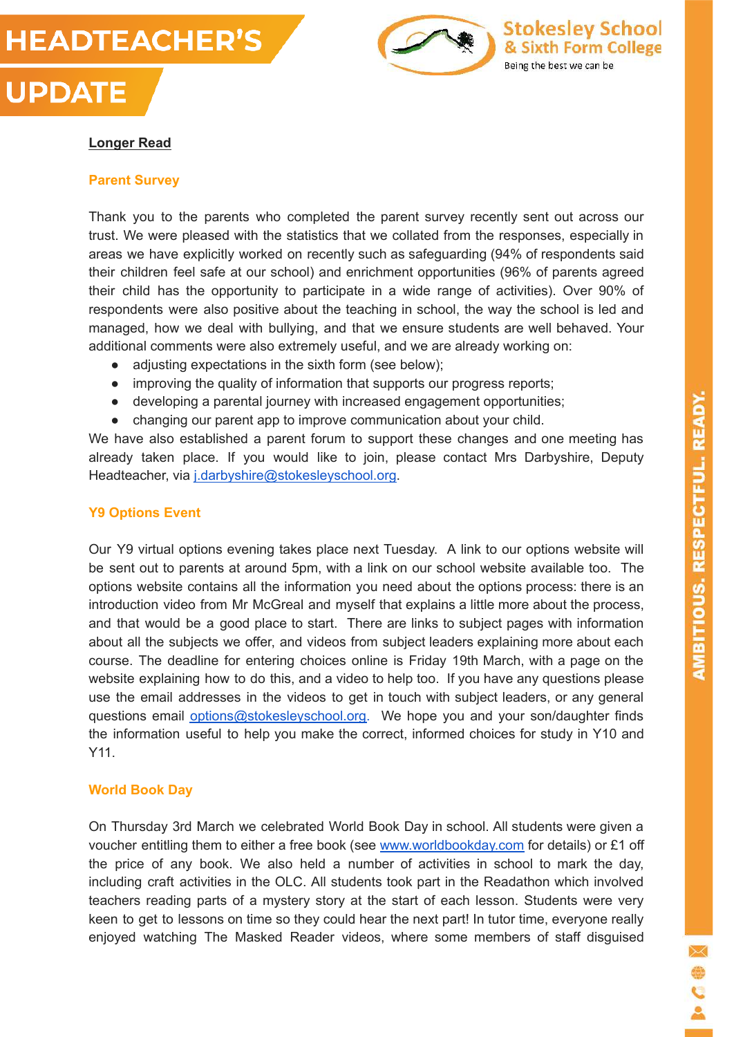**Longer Read**

### Parent Survey

Thank you to the parents who completed the parent survey recently sent out across our trust. We were pleased with the statistics that we collated from the responses, especially in areas we have explicitly worked on recently such as safeguarding (94% of respondents said their children feel safe at our school) and enrichment opportunities (96% of parents agreed their child has the opportunity to participate in a wide range of activities). Over 90% of respondents were also positive about the teaching in school, the way the school is led and managed, how we deal with bullying, and that we ensure students are well behaved. Your additional comments were also extremely useful, and we are already working on:

- adjusting expectations in the sixth form (see below);
- improving the quality of information that supports our progress reports;
- developing a parental journey with increased engagement opportunities;
- changing our parent app to improve communication about your child.

We have also established a parent forum to support these changes and one meeting has already taken place. If you would like to join, please contact Mrs Darbyshire, Deputy Headteacher, via j.darbyshire@stokesleyschool.org.

### Y9 Options Event

Our Y9 virtual options evening takes place next Tuesday. A link to our options website will be sent out to parents at around 5pm, with a link on our school website available too. The options website contains all the information you need about the options process: there is an introduction video from Mr McGreal and myself that explains a little more about the process, and that would be a good place to start. There are links to subject pages with information about all the subjects we offer, and videos from subject leaders explaining more about each course. The deadline for entering choices online is Friday 19th March, with a page on the website explaining how to do this, and a video to help too. If you have any questions please use the email addresses in the videos to get in touch with subject leaders, or any general questions email options@stokesleyschool.org. We hope you and your son/daughter finds the information useful to help you make the correct, informed choices for study in Y10 and Y11.

### World Book Day

On Thursday 3rd March we celebrated World Book Day in school. All students were given a voucher entitling them to either a free book (see www.worldbookday.com for details) or £1 off the price of any book. We also held a number of activities in school to mark the day, including craft activities in the OLC. All students took part in the Readathon which involved teachers reading parts of a mystery story at the start of each lesson. Students were very keen to get to lessons on time so they could hear the next part! In tutor time, everyone really enjoyed watching The Masked Reader videos, where some members of staff disguised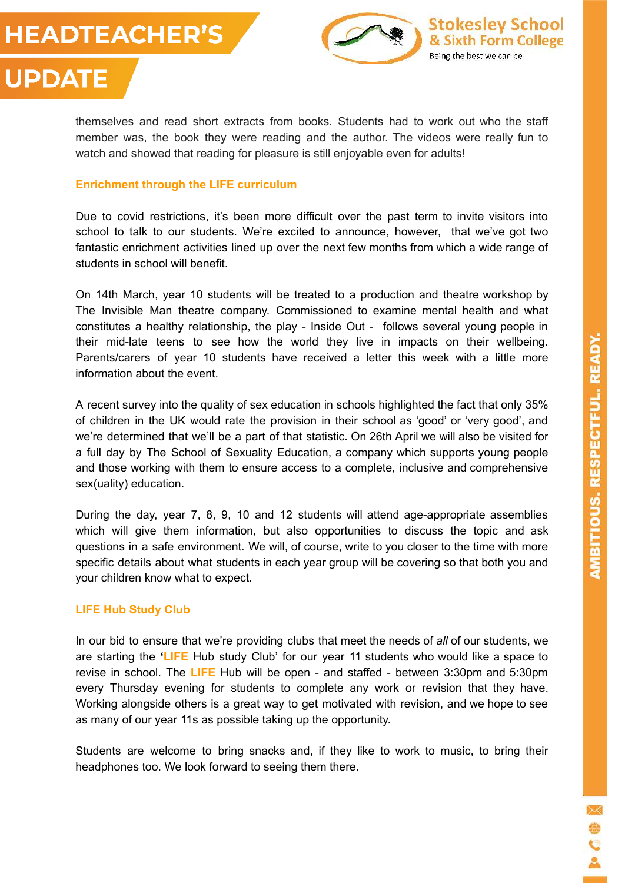themselves and read short extracts from books. Students had to work out who the staff member was, the book they were reading and the author. The videos were really fun to watch and showed that reading for pleasure is still enjoyable even for adults!

## Enrichment through the LIFE curriculum

Due to covid restrictions, it's been more difficult over the past term to invite visitors into school to talk to our students. We're excited to announce, however, that we've got two fantastic enrichment activities lined up over the next few months from which a wide range of students in school will benefit.

On 14th March, year 10 students will be treated to a production and theatre workshop by The Invisible Man theatre company. Commissioned to examine mental health and what constitutes a healthy relationship, the play - Inside Out - follows several young people in their mid-late teens to see how the world they live in impacts on their wellbeing. Parents/carers of year 10 students have received a letter this week with a little more information about the event.

A recent survey into the quality of sex education in schools highlighted the fact that only 35% of children in the UK would rate the provision in their school as 'good' or 'very good', and we're determined that we'll be a part of that statistic. On 26th April we will also be visited for a full day by The School of Sexuality Education, a company which supports young people and those working with them to ensure access to a complete, inclusive and comprehensive sex(uality) education.

During the day, year 7, 8, 9, 10 and 12 students will attend age-appropriate assemblies which will give them information, but also opportunities to discuss the topic and ask questions in a safe environment. We will, of course, write to you closer to the time with more specific details about what students in each year group will be covering so that both you and your children know what to expect.

## LIFE Hub Study Club

In our bid to ensure that we're providing clubs that meet the needs of *all* of our students, we are starting the '**LIFE** Hub study Club' for our year 11 students who would like a space to revise in school. The **LIFE** Hub will be open - and staffed - between 3:30pm and 5:30pm every Thursday evening for students to complete any work or revision that they have. Working alongside others is a great way to get motivated with revision, and we hope to see as many of our year 11s as possible taking up the opportunity.

Students are welcome to bring snacks and, if they like to work to music, to bring their headphones too. We look forward to seeing them there.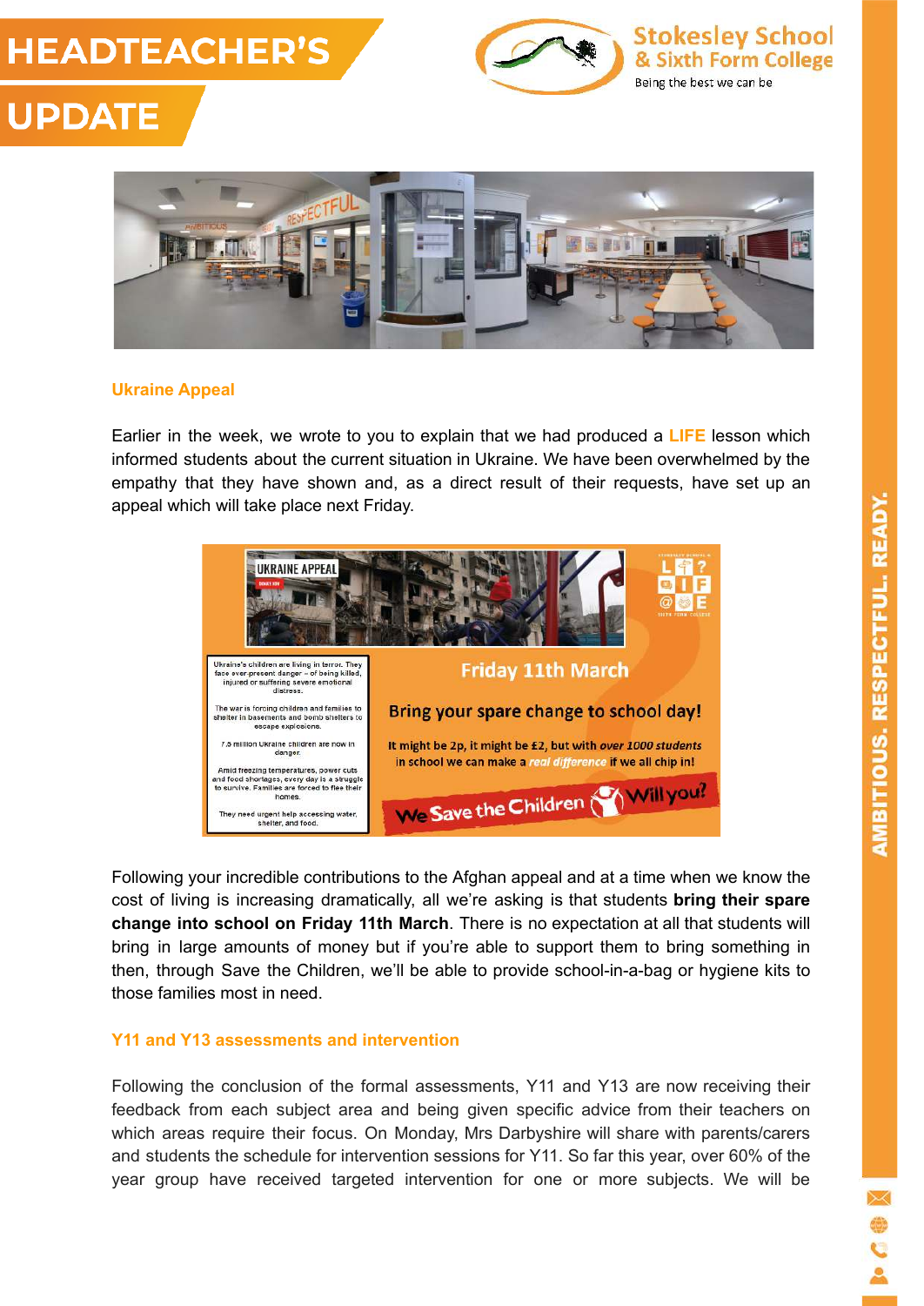# HEADTEACHER'S UPDATE

## Ukraine Appeal

Earlier in the week, we wrote to you to explain that we had produced a **LIFE** lesson which informed students about the current situation in Ukraine. We have been overwhelmed by the empathy that they have shown and, as a direct result of their requests, have set up an appeal which will take place next Friday.

Following your incredible contributions to the Afghan appeal and at a time when we know the cost of living is increasing dramatically, all we're asking is that students **bring their spare change into school on Friday 11th March**. There is no expectation at all that students will bring in large amounts of money but if you're able to support them to bring something in then, through Save the Children, we'll be able to provide school-in-a-bag or hygiene kits to those families most in need.

## Y11 and Y13 assessments and intervention

Following the conclusion of the formal assessments, Y11 and Y13 are now receiving their feedback from each subject area and being given specific advice from their teachers on which areas require their focus. On Monday, Mrs Darbyshire will share with parents/carers and students the schedule for intervention sessions for Y11. So far this year, over 60% of the year group have received targeted intervention for one or more subjects. We will be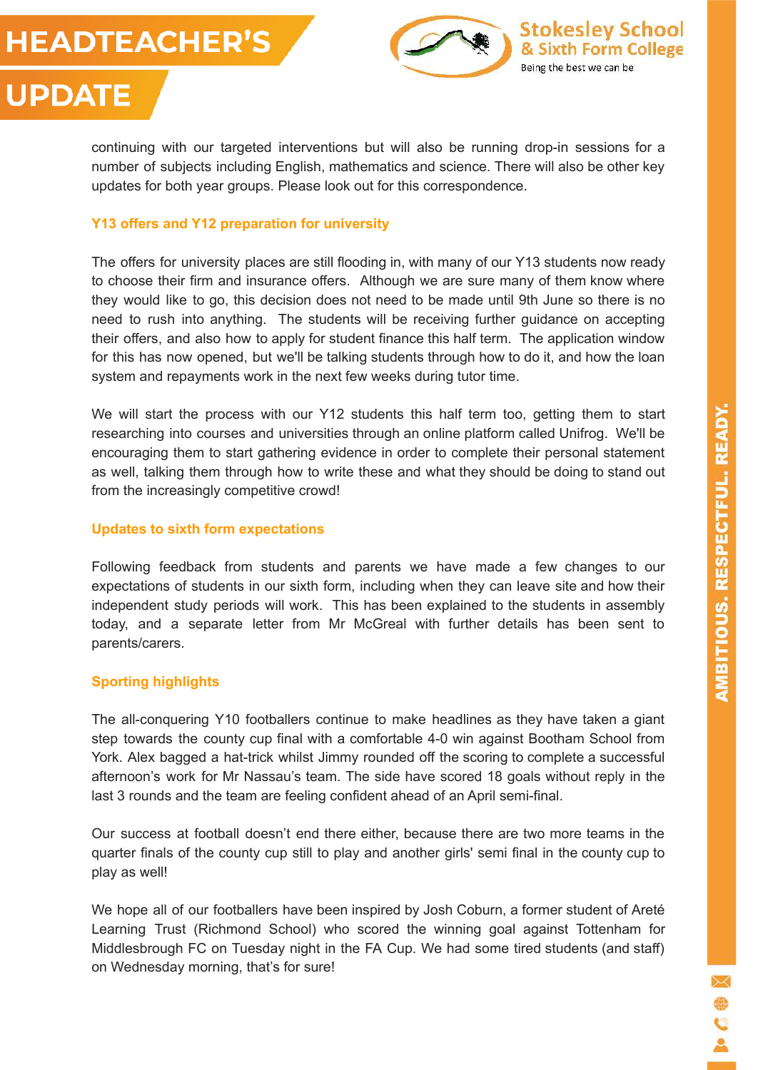continuing with our targeted interventions but will also be running drop-in sessions for a number of subjects including English, mathematics and science. There will also be other key updates for both year groups. Please look out for this correspondence.

### Y13 offers and Y12 preparation for university

The offers for university places are still flooding in, with many of our Y13 students now ready to choose their firm and insurance offers. Although we are sure many of them know where they would like to go, this decision does not need to be made until 9th June so there is no need to rush into anything. The students will be receiving further guidance on accepting their offers, and also how to apply for student finance this half term. The application window for this has now opened, but we'll be talking students through how to do it, and how the loan system and repayments work in the next few weeks during tutor time.

We will start the process with our Y12 students this half term too, getting them to start researching into courses and universities through an online platform called Unifrog. We'll be encouraging them to start gathering evidence in order to complete their personal statement as well, talking them through how to write these and what they should be doing to stand out from the increasingly competitive crowd!

### Updates to sixth form expectations

Following feedback from students and parents we have made a few changes to our expectations of students in our sixth form, including when they can leave site and how their independent study periods will work. This has been explained to the students in assembly today, and a separate letter from Mr McGreal with further details has been sent to parents/carers.

### Sporting highlights

The all-conquering Y10 footballers continue to make headlines as they have taken a giant step towards the county cup final with a comfortable 4-0 win against Bootham School from York. Alex bagged a hat-trick whilst Jimmy rounded off the scoring to complete a successful afternoon's work for Mr Nassau's team. The side have scored 18 goals without reply in the last 3 rounds and the team are feeling confident ahead of an April semi-final.

Our success at football doesn't end there either, because there are two more teams in the quarter finals of the county cup still to play and another girls' semi final in the county cup to play as well!

We hope all of our footballers have been inspired by Josh Coburn, a former student of Areté Learning Trust (Richmond School) who scored the winning goal against Tottenham for Middlesbrough FC on Tuesday night in the FA Cup. We had some tired students (and staff) on Wednesday morning, that's for sure!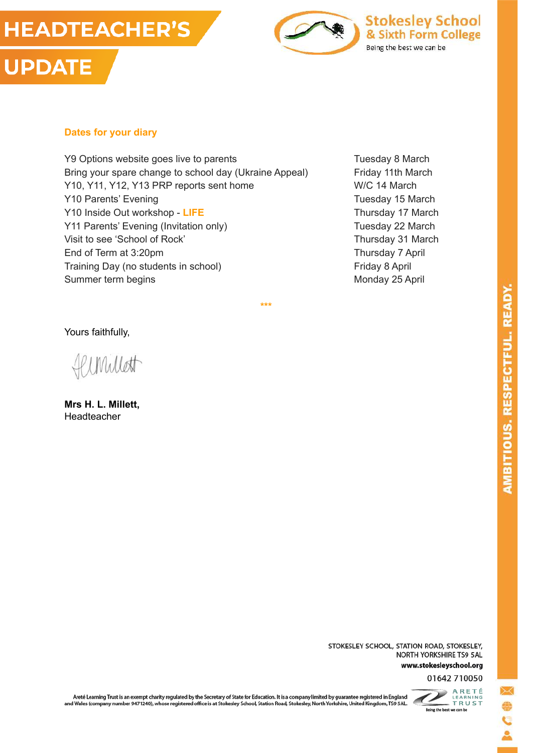## Dates for your diary

| | |
|---|---|
| Y9 Options website goes live to parents | Tuesday 8 March |
| Bring your spare change to school day (Ukraine Appeal) | Friday 11th March |
| Y10, Y11, Y12, Y13 PRP reports sent home | W/C 14 March |
| Y10 Parents' Evening | Tuesday 15 March |
| Y10 Inside Out workshop - **LIFE** | Thursday 17 March |
| Y11 Parents' Evening (Invitation only) | Tuesday 22 March |
| Visit to see 'School of Rock' | Thursday 31 March |
| End of Term at 3:20pm | Thursday 7 April |
| Training Day (no students in school) | Friday 8 April |
| Summer term begins | Monday 25 April |

***

Yours faithfully,

**Mrs H. L. Millett,**
Headteacher

STOKESLEY SCHOOL, STATION ROAD, STOKESLEY, NORTH YORKSHIRE TS9 5AL
www.stokesleyschool.org
01642 710050

Areté Learning Trust is an exempt charity regulated by the Secretary of State for Education. It is a company limited by guarantee registered in England and Wales (company number 9471240), whose registered office is at Stokesley School, Station Road, Stokesley, North Yorkshire, United Kingdom, TS9 5AL.